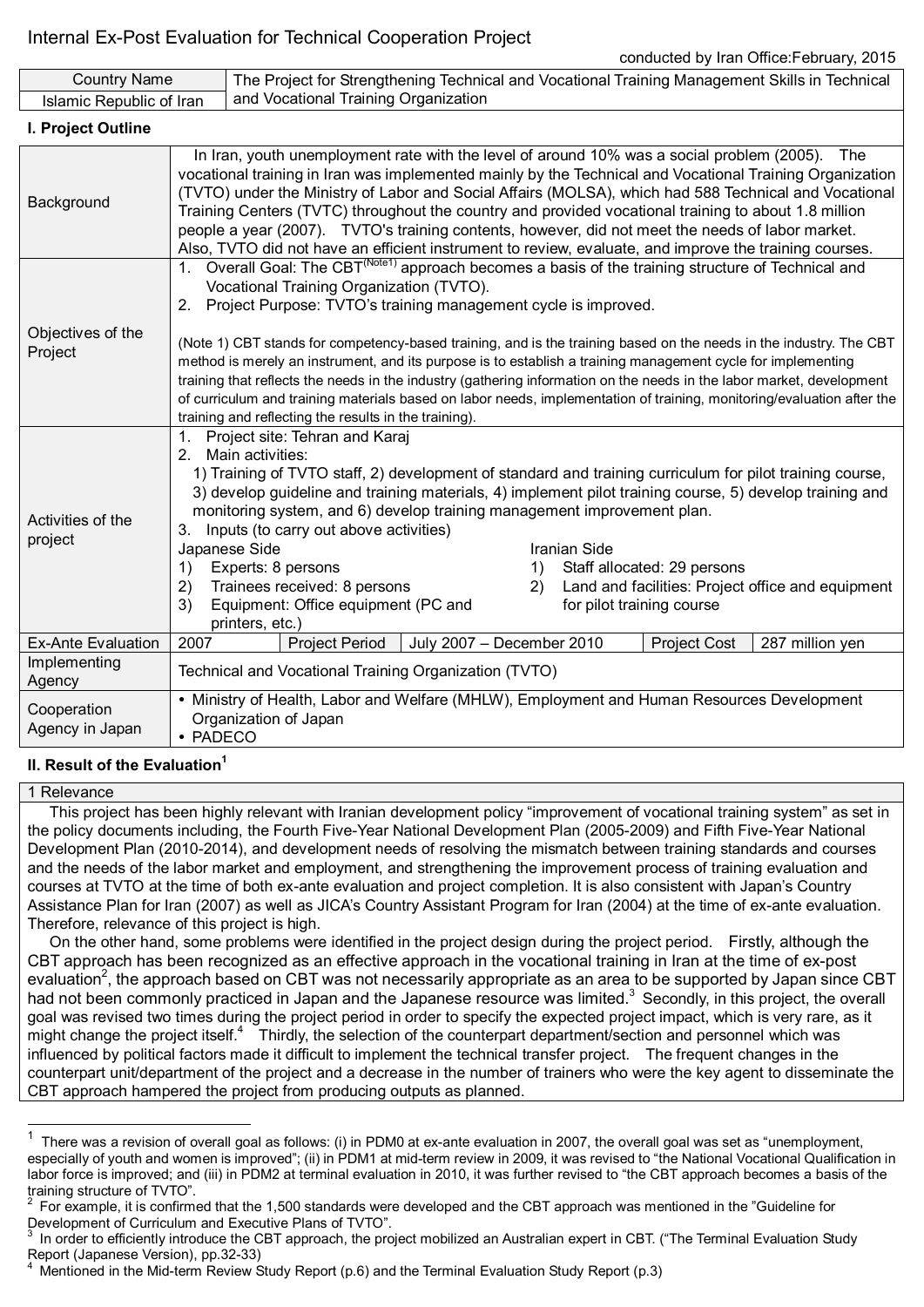# Internal Ex-Post Evaluation for Technical Cooperation Project

conducted by Iran Office: February, 2015

| Country Name | The Project for Strengthening Technical and Vocational Training Management Skills in Technical and Vocational Training Organization |
|---|---|
| Islamic Republic of Iran | |

## I. Project Outline

| | |
|---|---|
| Background | In Iran, youth unemployment rate with the level of around 10% was a social problem (2005). The vocational training in Iran was implemented mainly by the Technical and Vocational Training Organization (TVTO) under the Ministry of Labor and Social Affairs (MOLSA), which had 588 Technical and Vocational Training Centers (TVTC) throughout the country and provided vocational training to about 1.8 million people a year (2007). TVTO's training contents, however, did not meet the needs of labor market. Also, TVTO did not have an efficient instrument to review, evaluate, and improve the training courses. |
| Objectives of the Project | 1. Overall Goal: The CBT(Note1) approach becomes a basis of the training structure of Technical and Vocational Training Organization (TVTO).<br>2. Project Purpose: TVTO's training management cycle is improved.<br><br>(Note 1) CBT stands for competency-based training, and is the training based on the needs in the industry. The CBT method is merely an instrument, and its purpose is to establish a training management cycle for implementing training that reflects the needs in the industry (gathering information on the needs in the labor market, development of curriculum and training materials based on labor needs, implementation of training, monitoring/evaluation after the training and reflecting the results in the training). |
| Activities of the project | 1. Project site: Tehran and Karaj<br>2. Main activities:<br>1) Training of TVTO staff, 2) development of standard and training curriculum for pilot training course, 3) develop guideline and training materials, 4) implement pilot training course, 5) develop training and monitoring system, and 6) develop training management improvement plan.<br>3. Inputs (to carry out above activities)<br>Japanese Side<br>1) Experts: 8 persons<br>2) Trainees received: 8 persons<br>3) Equipment: Office equipment (PC and printers, etc.)<br>Iranian Side<br>1) Staff allocated: 29 persons<br>2) Land and facilities: Project office and equipment for pilot training course |

| Ex-Ante Evaluation | 2007 | Project Period | July 2007 – December 2010 | Project Cost | 287 million yen |
|---|---|---|---|---|---|
| Implementing Agency | Technical and Vocational Training Organization (TVTO) | | | | |
| Cooperation Agency in Japan | • Ministry of Health, Labor and Welfare (MHLW), Employment and Human Resources Development Organization of Japan<br>• PADECO | | | | |

## II. Result of the Evaluation[1]

### 1 Relevance

This project has been highly relevant with Iranian development policy "improvement of vocational training system" as set in the policy documents including, the Fourth Five-Year National Development Plan (2005-2009) and Fifth Five-Year National Development Plan (2010-2014), and development needs of resolving the mismatch between training standards and courses and the needs of the labor market and employment, and strengthening the improvement process of training evaluation and courses at TVTO at the time of both ex-ante evaluation and project completion. It is also consistent with Japan's Country Assistance Plan for Iran (2007) as well as JICA's Country Assistant Program for Iran (2004) at the time of ex-ante evaluation. Therefore, relevance of this project is high.

On the other hand, some problems were identified in the project design during the project period. Firstly, although the CBT approach has been recognized as an effective approach in the vocational training in Iran at the time of ex-post evaluation[2], the approach based on CBT was not necessarily appropriate as an area to be supported by Japan since CBT had not been commonly practiced in Japan and the Japanese resource was limited.[3] Secondly, in this project, the overall goal was revised two times during the project period in order to specify the expected project impact, which is very rare, as it might change the project itself.[4] Thirdly, the selection of the counterpart department/section and personnel which was influenced by political factors made it difficult to implement the technical transfer project. The frequent changes in the counterpart unit/department of the project and a decrease in the number of trainers who were the key agent to disseminate the CBT approach hampered the project from producing outputs as planned.

---

[1] There was a revision of overall goal as follows: (i) in PDM0 at ex-ante evaluation in 2007, the overall goal was set as "unemployment, especially of youth and women is improved"; (ii) in PDM1 at mid-term review in 2009, it was revised to "the National Vocational Qualification in labor force is improved; and (iii) in PDM2 at terminal evaluation in 2010, it was further revised to "the CBT approach becomes a basis of the training structure of TVTO".

[2] For example, it is confirmed that the 1,500 standards were developed and the CBT approach was mentioned in the "Guideline for Development of Curriculum and Executive Plans of TVTO".

[3] In order to efficiently introduce the CBT approach, the project mobilized an Australian expert in CBT. ("The Terminal Evaluation Study Report (Japanese Version), pp.32-33)

[4] Mentioned in the Mid-term Review Study Report (p.6) and the Terminal Evaluation Study Report (p.3)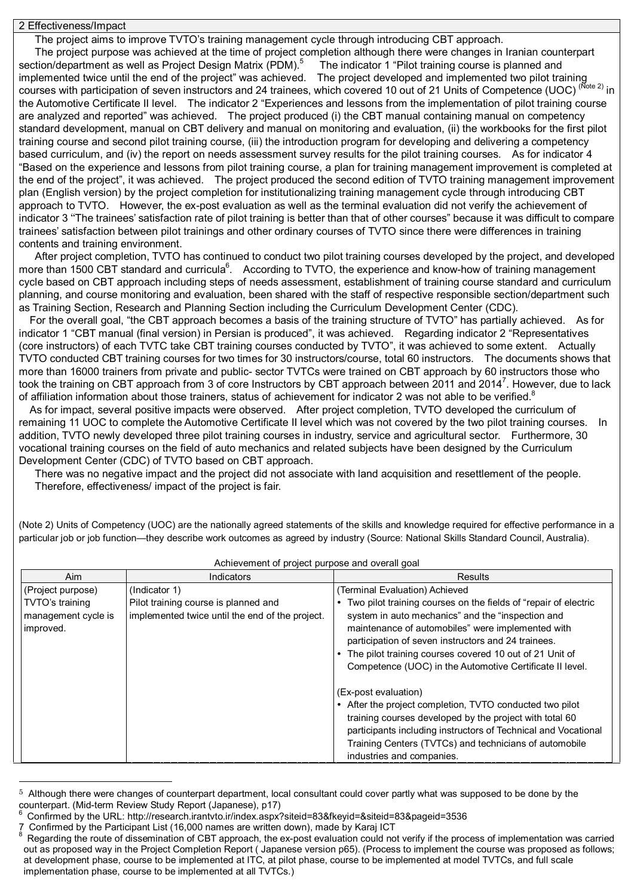## 2 Effectiveness/Impact

The project aims to improve TVTO's training management cycle through introducing CBT approach.

The project purpose was achieved at the time of project completion although there were changes in Iranian counterpart section/department as well as Project Design Matrix (PDM).[5] The indicator 1 "Pilot training course is planned and implemented twice until the end of the project" was achieved. The project developed and implemented two pilot training courses with participation of seven instructors and 24 trainees, which covered 10 out of 21 Units of Competence (UOC) [(Note 2)] in the Automotive Certificate II level. The indicator 2 "Experiences and lessons from the implementation of pilot training course are analyzed and reported" was achieved. The project produced (i) the CBT manual containing manual on competency standard development, manual on CBT delivery and manual on monitoring and evaluation, (ii) the workbooks for the first pilot training course and second pilot training course, (iii) the introduction program for developing and delivering a competency based curriculum, and (iv) the report on needs assessment survey results for the pilot training courses. As for indicator 4 "Based on the experience and lessons from pilot training course, a plan for training management improvement is completed at the end of the project", it was achieved. The project produced the second edition of TVTO training management improvement plan (English version) by the project completion for institutionalizing training management cycle through introducing CBT approach to TVTO. However, the ex-post evaluation as well as the terminal evaluation did not verify the achievement of indicator 3 "The trainees' satisfaction rate of pilot training is better than that of other courses" because it was difficult to compare trainees' satisfaction between pilot trainings and other ordinary courses of TVTO since there were differences in training contents and training environment.

After project completion, TVTO has continued to conduct two pilot training courses developed by the project, and developed more than 1500 CBT standard and curricula[6]. According to TVTO, the experience and know-how of training management cycle based on CBT approach including steps of needs assessment, establishment of training course standard and curriculum planning, and course monitoring and evaluation, been shared with the staff of respective responsible section/department such as Training Section, Research and Planning Section including the Curriculum Development Center (CDC).

For the overall goal, "the CBT approach becomes a basis of the training structure of TVTO" has partially achieved. As for indicator 1 "CBT manual (final version) in Persian is produced", it was achieved. Regarding indicator 2 "Representatives (core instructors) of each TVTC take CBT training courses conducted by TVTO", it was achieved to some extent. Actually TVTO conducted CBT training courses for two times for 30 instructors/course, total 60 instructors. The documents shows that more than 16000 trainers from private and public- sector TVTCs were trained on CBT approach by 60 instructors those who took the training on CBT approach from 3 of core Instructors by CBT approach between 2011 and 2014[7]. However, due to lack of affiliation information about those trainers, status of achievement for indicator 2 was not able to be verified.[8]

As for impact, several positive impacts were observed. After project completion, TVTO developed the curriculum of remaining 11 UOC to complete the Automotive Certificate II level which was not covered by the two pilot training courses. In addition, TVTO newly developed three pilot training courses in industry, service and agricultural sector. Furthermore, 30 vocational training courses on the field of auto mechanics and related subjects have been designed by the Curriculum Development Center (CDC) of TVTO based on CBT approach.

There was no negative impact and the project did not associate with land acquisition and resettlement of the people.

Therefore, effectiveness/ impact of the project is fair.

(Note 2) Units of Competency (UOC) are the nationally agreed statements of the skills and knowledge required for effective performance in a particular job or job function—they describe work outcomes as agreed by industry (Source: National Skills Standard Council, Australia).

Achievement of project purpose and overall goal

| Aim | Indicators | Results |
|---|---|---|
| (Project purpose) TVTO's training management cycle is improved. | (Indicator 1) Pilot training course is planned and implemented twice until the end of the project. | (Terminal Evaluation) Achieved<br>• Two pilot training courses on the fields of "repair of electric system in auto mechanics" and the "inspection and maintenance of automobiles" were implemented with participation of seven instructors and 24 trainees.<br>• The pilot training courses covered 10 out of 21 Unit of Competence (UOC) in the Automotive Certificate II level.<br><br>(Ex-post evaluation)<br>• After the project completion, TVTO conducted two pilot training courses developed by the project with total 60 participants including instructors of Technical and Vocational Training Centers (TVTCs) and technicians of automobile industries and companies. |

[5] Although there were changes of counterpart department, local consultant could cover partly what was supposed to be done by the counterpart. (Mid-term Review Study Report (Japanese), p17)

[6] Confirmed by the URL: http://research.irantvto.ir/index.aspx?siteid=83&fkeyid=&siteid=83&pageid=3536

[7] Confirmed by the Participant List (16,000 names are written down), made by Karaj ICT

[8] Regarding the route of dissemination of CBT approach, the ex-post evaluation could not verify if the process of implementation was carried out as proposed way in the Project Completion Report ( Japanese version p65). (Process to implement the course was proposed as follows; at development phase, course to be implemented at ITC, at pilot phase, course to be implemented at model TVTCs, and full scale implementation phase, course to be implemented at all TVTCs.)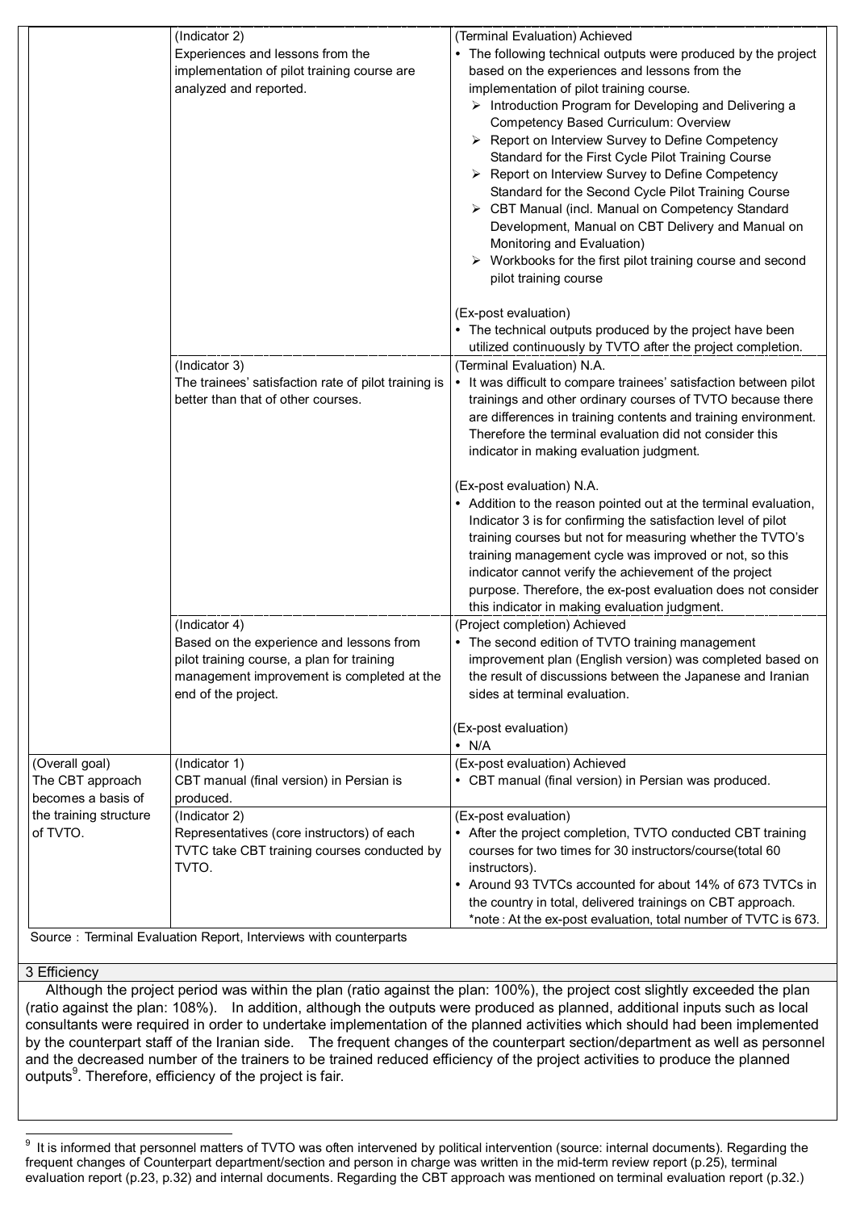| | | |
|---|---|---|
| | (Indicator 2)<br>Experiences and lessons from the implementation of pilot training course are analyzed and reported. | (Terminal Evaluation) Achieved<br>• The following technical outputs were produced by the project based on the experiences and lessons from the implementation of pilot training course.<br>➢ Introduction Program for Developing and Delivering a Competency Based Curriculum: Overview<br>➢ Report on Interview Survey to Define Competency Standard for the First Cycle Pilot Training Course<br>➢ Report on Interview Survey to Define Competency Standard for the Second Cycle Pilot Training Course<br>➢ CBT Manual (incl. Manual on Competency Standard Development, Manual on CBT Delivery and Manual on Monitoring and Evaluation)<br>➢ Workbooks for the first pilot training course and second pilot training course<br><br>(Ex-post evaluation)<br>• The technical outputs produced by the project have been utilized continuously by TVTO after the project completion. |
| | (Indicator 3)<br>The trainees' satisfaction rate of pilot training is better than that of other courses. | (Terminal Evaluation) N.A.<br>• It was difficult to compare trainees' satisfaction between pilot trainings and other ordinary courses of TVTO because there are differences in training contents and training environment. Therefore the terminal evaluation did not consider this indicator in making evaluation judgment.<br><br>(Ex-post evaluation) N.A.<br>• Addition to the reason pointed out at the terminal evaluation, Indicator 3 is for confirming the satisfaction level of pilot training courses but not for measuring whether the TVTO's training management cycle was improved or not, so this indicator cannot verify the achievement of the project purpose. Therefore, the ex-post evaluation does not consider this indicator in making evaluation judgment. |
| | (Indicator 4)<br>Based on the experience and lessons from pilot training course, a plan for training management improvement is completed at the end of the project. | (Project completion) Achieved<br>• The second edition of TVTO training management improvement plan (English version) was completed based on the result of discussions between the Japanese and Iranian sides at terminal evaluation.<br><br>(Ex-post evaluation)<br>• N/A |
| (Overall goal)<br>The CBT approach becomes a basis of the training structure of TVTO. | (Indicator 1)<br>CBT manual (final version) in Persian is produced. | (Ex-post evaluation) Achieved<br>• CBT manual (final version) in Persian was produced. |
| | (Indicator 2)<br>Representatives (core instructors) of each TVTC take CBT training courses conducted by TVTO. | (Ex-post evaluation)<br>• After the project completion, TVTO conducted CBT training courses for two times for 30 instructors/course(total 60 instructors).<br>• Around 93 TVTCs accounted for about 14% of 673 TVTCs in the country in total, delivered trainings on CBT approach.<br>*note : At the ex-post evaluation, total number of TVTC is 673. |

Source：Terminal Evaluation Report, Interviews with counterparts

## 3 Efficiency

Although the project period was within the plan (ratio against the plan: 100%), the project cost slightly exceeded the plan (ratio against the plan: 108%). In addition, although the outputs were produced as planned, additional inputs such as local consultants were required in order to undertake implementation of the planned activities which should had been implemented by the counterpart staff of the Iranian side. The frequent changes of the counterpart section/department as well as personnel and the decreased number of the trainers to be trained reduced efficiency of the project activities to produce the planned outputs[9]. Therefore, efficiency of the project is fair.

[9] It is informed that personnel matters of TVTO was often intervened by political intervention (source: internal documents). Regarding the frequent changes of Counterpart department/section and person in charge was written in the mid-term review report (p.25), terminal evaluation report (p.23, p.32) and internal documents. Regarding the CBT approach was mentioned on terminal evaluation report (p.32.)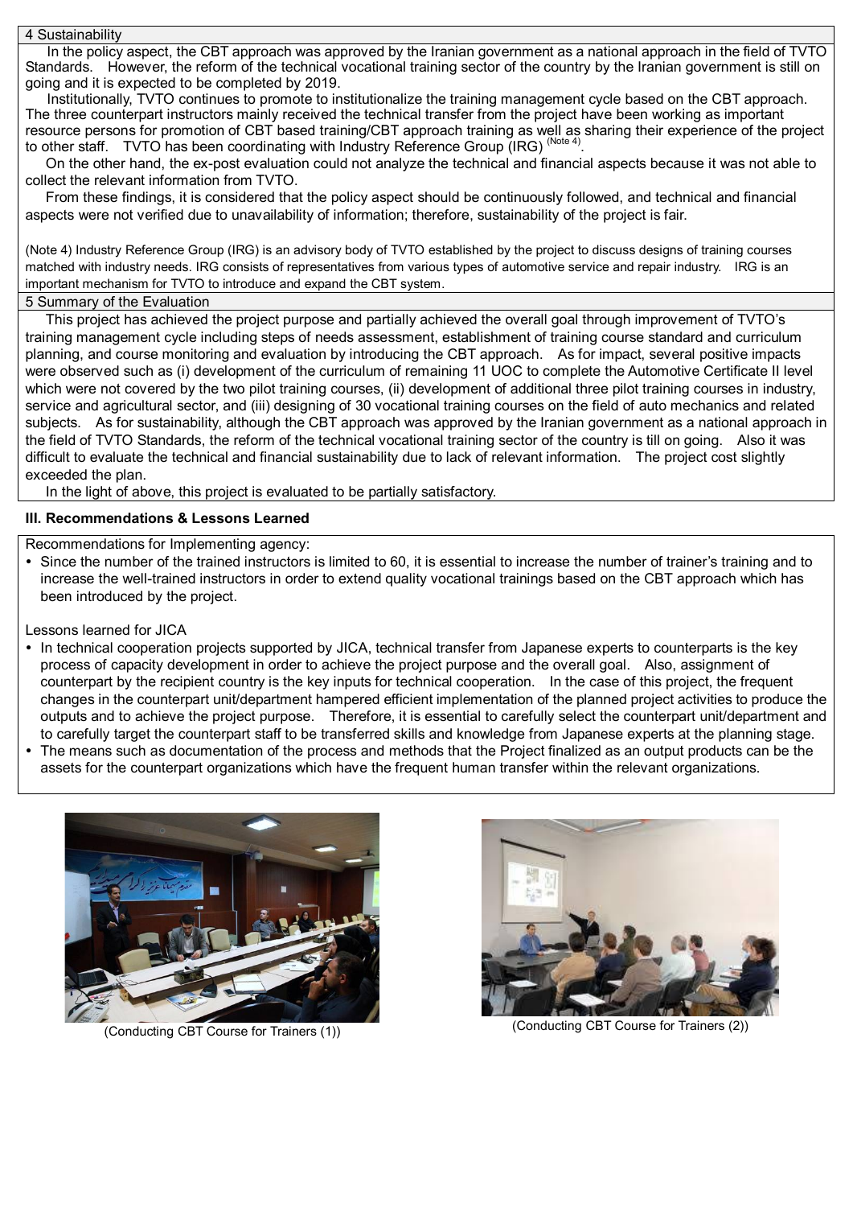## 4 Sustainability

In the policy aspect, the CBT approach was approved by the Iranian government as a national approach in the field of TVTO Standards. However, the reform of the technical vocational training sector of the country by the Iranian government is still on going and it is expected to be completed by 2019.

Institutionally, TVTO continues to promote to institutionalize the training management cycle based on the CBT approach. The three counterpart instructors mainly received the technical transfer from the project have been working as important resource persons for promotion of CBT based training/CBT approach training as well as sharing their experience of the project to other staff. TVTO has been coordinating with Industry Reference Group (IRG) (Note 4).

On the other hand, the ex-post evaluation could not analyze the technical and financial aspects because it was not able to collect the relevant information from TVTO.

From these findings, it is considered that the policy aspect should be continuously followed, and technical and financial aspects were not verified due to unavailability of information; therefore, sustainability of the project is fair.

(Note 4) Industry Reference Group (IRG) is an advisory body of TVTO established by the project to discuss designs of training courses matched with industry needs. IRG consists of representatives from various types of automotive service and repair industry. IRG is an important mechanism for TVTO to introduce and expand the CBT system.

## 5 Summary of the Evaluation

This project has achieved the project purpose and partially achieved the overall goal through improvement of TVTO's training management cycle including steps of needs assessment, establishment of training course standard and curriculum planning, and course monitoring and evaluation by introducing the CBT approach. As for impact, several positive impacts were observed such as (i) development of the curriculum of remaining 11 UOC to complete the Automotive Certificate II level which were not covered by the two pilot training courses, (ii) development of additional three pilot training courses in industry, service and agricultural sector, and (iii) designing of 30 vocational training courses on the field of auto mechanics and related subjects. As for sustainability, although the CBT approach was approved by the Iranian government as a national approach in the field of TVTO Standards, the reform of the technical vocational training sector of the country is till on going. Also it was difficult to evaluate the technical and financial sustainability due to lack of relevant information. The project cost slightly exceeded the plan.

In the light of above, this project is evaluated to be partially satisfactory.

## III. Recommendations & Lessons Learned

Recommendations for Implementing agency:

- Since the number of the trained instructors is limited to 60, it is essential to increase the number of trainer's training and to increase the well-trained instructors in order to extend quality vocational trainings based on the CBT approach which has been introduced by the project.

Lessons learned for JICA

- In technical cooperation projects supported by JICA, technical transfer from Japanese experts to counterparts is the key process of capacity development in order to achieve the project purpose and the overall goal. Also, assignment of counterpart by the recipient country is the key inputs for technical cooperation. In the case of this project, the frequent changes in the counterpart unit/department hampered efficient implementation of the planned project activities to produce the outputs and to achieve the project purpose. Therefore, it is essential to carefully select the counterpart unit/department and to carefully target the counterpart staff to be transferred skills and knowledge from Japanese experts at the planning stage.
- The means such as documentation of the process and methods that the Project finalized as an output products can be the assets for the counterpart organizations which have the frequent human transfer within the relevant organizations.

(Conducting CBT Course for Trainers (1))

(Conducting CBT Course for Trainers (2))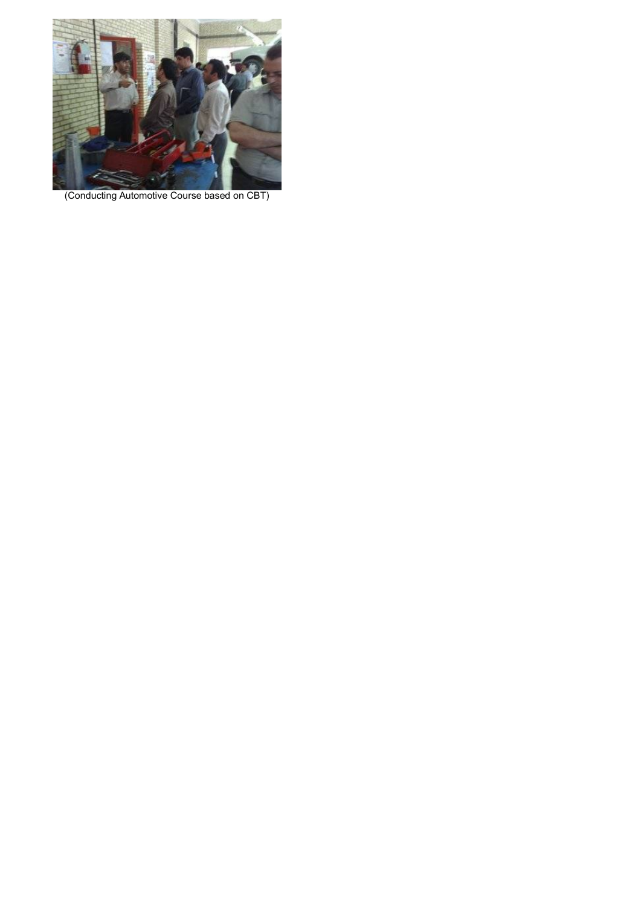(Conducting Automotive Course based on CBT)